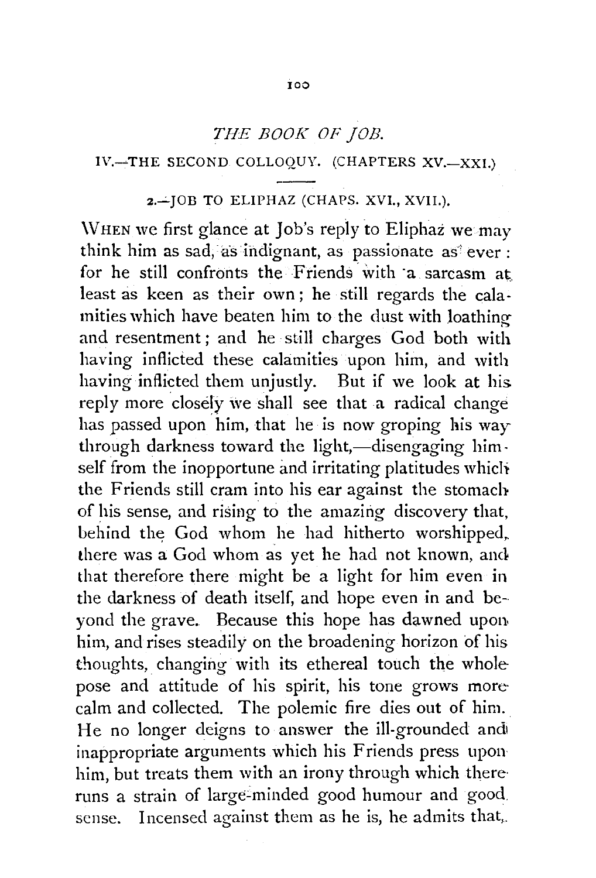## *THE BOOK OF JOB.*

### IV.—THE SECOND COLLOQUY. (CHAPTERS XV.—XXI.)

#### 2.—JOB TO ELIPHAZ (CHAPS. XVI., XVII.).

WHEN we first glance at Job's reply to Eliphaz we may think him as sad, as indignant, as passionate as ever: for he still confronts the Friends with a sarcasm at least as keen as their own; he still regards the calamities which have beaten him to the dust with loathing and resentment; and he still charges God both with having inflicted these calamities upon him, and with having inflicted them unjustly. But if we look at his reply more closely we shall see that a radical change has passed upon him, that he is now groping his way through darkness toward the light,—disengaging himself from the inopportune and irritating platitudes which the Friends still cram into his ear against the stomach of his sense, and rising to the amazing discovery that, behind the God whom he had hitherto worshipped, there was a God whom as yet he had not known, and that therefore there might be a light for him even in the darkness of death itself, and hope even in and beyond the grave. Because this hope has dawned upon him, and rises steadily on the broadening horizon of his thoughts, changing with its ethereal touch the whole pose and attitude of his spirit, his tone grows more calm and collected. The polemic fire dies out of him. He no longer deigns to answer the ill-grounded and inappropriate arguments which his Friends press upon him, but treats them with an irony through which there runs a strain of large-minded good humour and good sense. Incensed against them as he is, he admits that,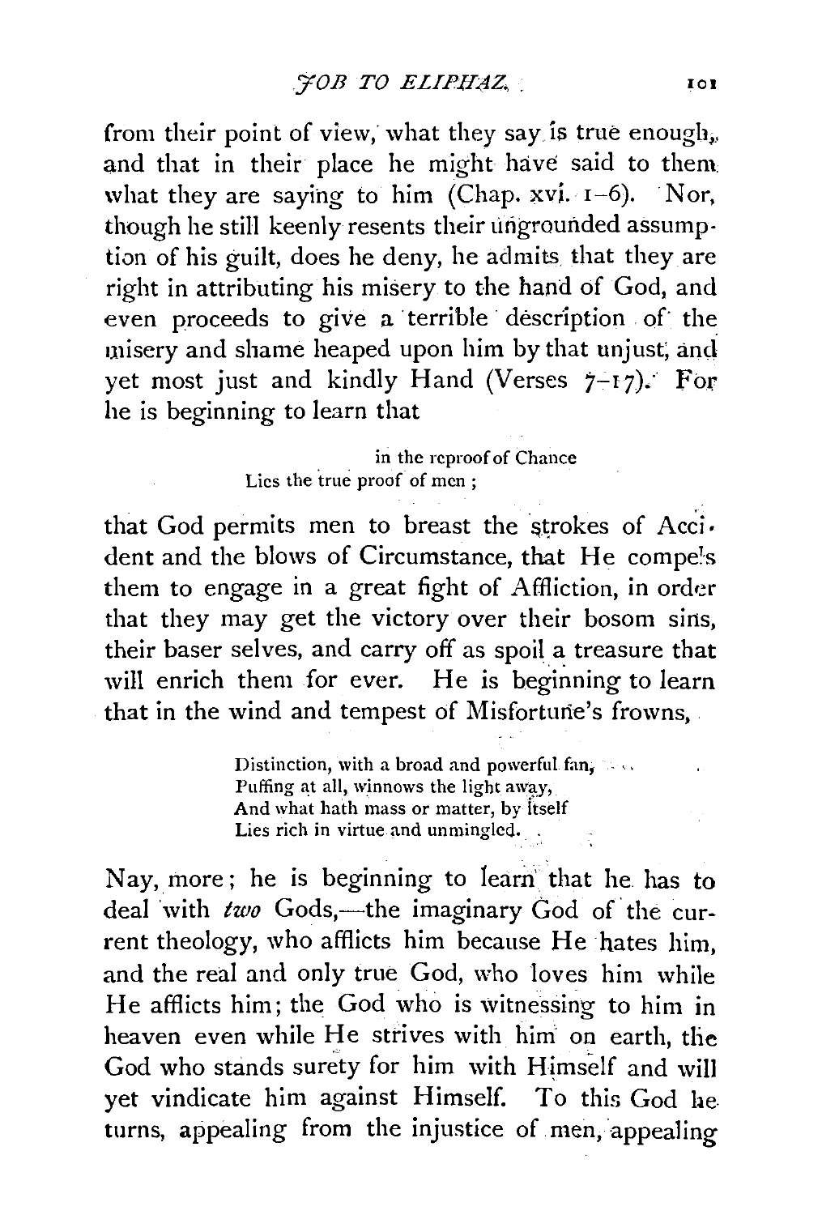from their point of view, what they say is true enough, and that in their place he might have said to them what they are saying to him (Chap. xvi. 1–6). Nor, though he still keenly resents their ungrounded assumption of his guilt, does he deny, he admits that they are right in attributing his misery to the hand of God, and even proceeds to give a terrible description of the misery and shame heaped upon him by that unjust, and yet most just and kindly Hand (Verses 7–17). For he is beginning to learn that

> in the reproof of Chance
> Lies the true proof of men;

that God permits men to breast the strokes of Accident and the blows of Circumstance, that He compels them to engage in a great fight of Affliction, in order that they may get the victory over their bosom sins, their baser selves, and carry off as spoil a treasure that will enrich them for ever. He is beginning to learn that in the wind and tempest of Misfortune's frowns,

> Distinction, with a broad and powerful fan,
> Puffing at all, winnows the light away,
> And what hath mass or matter, by itself
> Lies rich in virtue and unmingled.

Nay, more; he is beginning to learn that he has to deal with *two* Gods,—the imaginary God of the current theology, who afflicts him because He hates him, and the real and only true God, who loves him while He afflicts him; the God who is witnessing to him in heaven even while He strives with him on earth, the God who stands surety for him with Himself and will yet vindicate him against Himself. To this God he turns, appealing from the injustice of men, appealing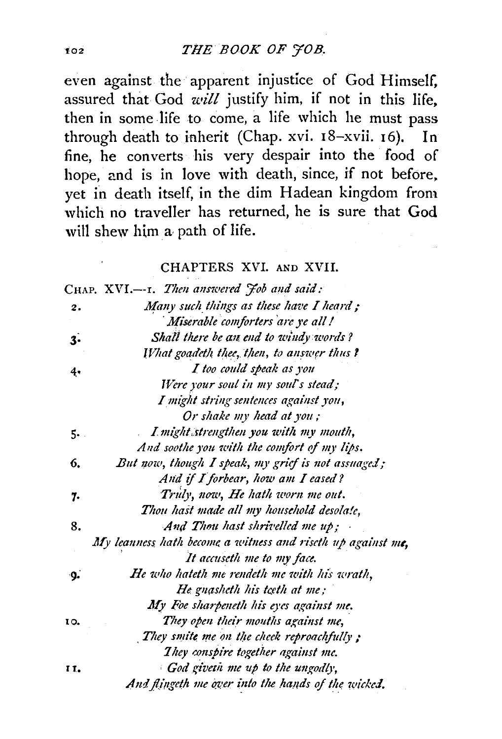even against the apparent injustice of God Himself, assured that God *will* justify him, if not in this life, then in some life to come, a life which he must pass through death to inherit (Chap. xvi. 18–xvii. 16). In fine, he converts his very despair into the food of hope, and is in love with death, since, if not before, yet in death itself, in the dim Hadean kingdom from which no traveller has returned, he is sure that God will shew him a path of life.

## CHAPTERS XVI. AND XVII.

CHAP. XVI.—1. *Then answered Job and said:*

2. *Many such things as these have I heard;*
*Miserable comforters are ye all!*

3. *Shall there be an end to windy words?*
*What goadeth thee, then, to answer thus?*

4. *I too could speak as you*
*Were your soul in my soul's stead;*
*I might string sentences against you,*
*Or shake my head at you;*

5. *I might strengthen you with my mouth,*
*And soothe you with the comfort of my lips.*

6. *But now, though I speak, my grief is not assuaged;*
*And if I forbear, how am I eased?*

7. *Truly, now, He hath worn me out.*
*Thou hast made all my household desolate,*

8. *And Thou hast shrivelled me up;*
*My leanness hath become a witness and riseth up against me,*
*It accuseth me to my face.*

9. *He who hateth me rendeth me with his wrath,*
*He gnasheth his teeth at me;*
*My Foe sharpeneth his eyes against me.*

10. *They open their mouths against me,*
*They smite me on the cheek reproachfully;*
*They conspire together against me.*

11. *God giveth me up to the ungodly,*
*And flingeth me over into the hands of the wicked.*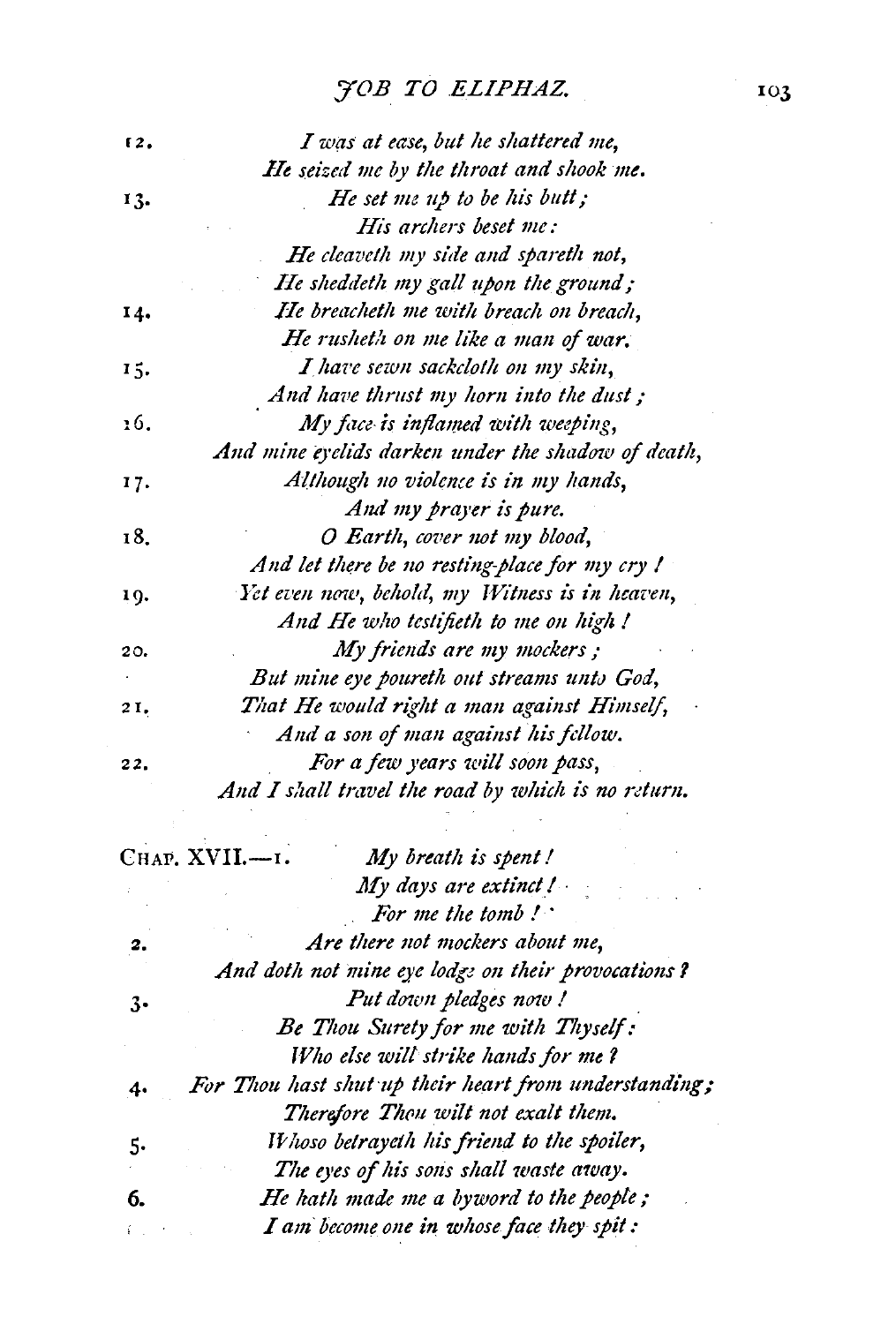12. *I was at ease, but he shattered me,*
*He seized me by the throat and shook me.*

13. *He set me up to be his butt;*
*His archers beset me:*
*He cleaveth my side and spareth not,*
*He sheddeth my gall upon the ground;*

14. *He breacheth me with breach on breach,*
*He rusheth on me like a man of war.*

15. *I have sewn sackcloth on my skin,*
*And have thrust my horn into the dust;*

16. *My face is inflamed with weeping,*
*And mine eyelids darken under the shadow of death,*

17. *Although no violence is in my hands,*
*And my prayer is pure.*

18. *O Earth, cover not my blood,*
*And let there be no resting-place for my cry!*

19. *Yet even now, behold, my Witness is in heaven,*
*And He who testifieth to me on high!*

20. *My friends are my mockers;*
*But mine eye poureth out streams unto God,*

21. *That He would right a man against Himself,*
*And a son of man against his fellow.*

22. *For a few years will soon pass,*
*And I shall travel the road by which is no return.*

CHAP. XVII.—1. *My breath is spent!*
*My days are extinct!*
*For me the tomb!*

2. *Are there not mockers about me,*
*And doth not mine eye lodge on their provocations?*

3. *Put down pledges now!*
*Be Thou Surety for me with Thyself:*
*Who else will strike hands for me?*

4. *For Thou hast shut up their heart from understanding;*
*Therefore Thou wilt not exalt them.*

5. *Whoso betrayeth his friend to the spoiler,*
*The eyes of his sons shall waste away.*

6. *He hath made me a byword to the people;*
*I am become one in whose face they spit:*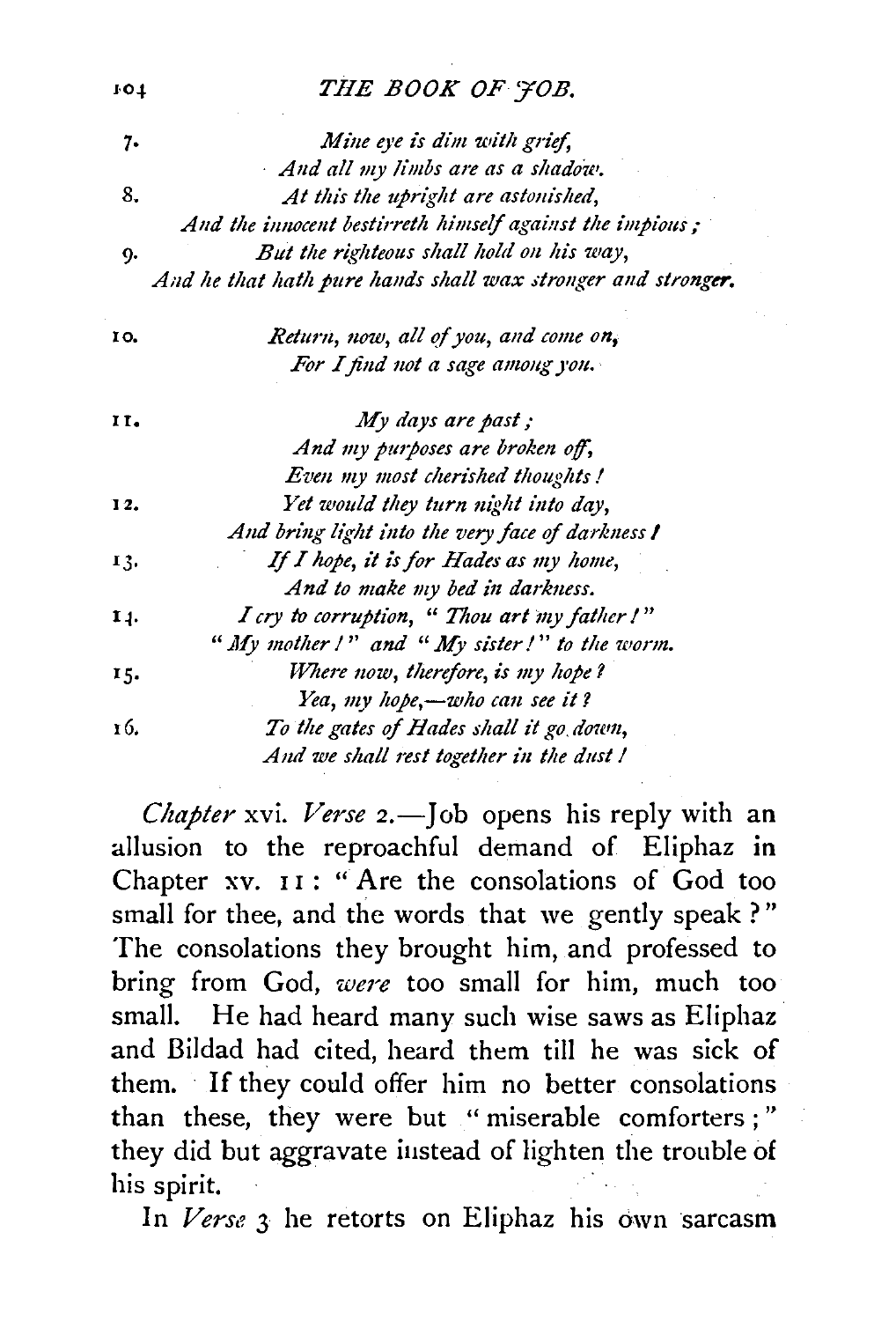7. *Mine eye is dim with grief,*
*And all my limbs are as a shadow.*

8. *At this the upright are astonished,*
*And the innocent bestirreth himself against the impious;*

9. *But the righteous shall hold on his way,*
*And he that hath pure hands shall wax stronger and stronger.*

10. *Return, now, all of you, and come on,*
*For I find not a sage among you.*

11. *My days are past;*
*And my purposes are broken off,*
*Even my most cherished thoughts!*

12. *Yet would they turn night into day,*
*And bring light into the very face of darkness!*

13. *If I hope, it is for Hades as my home,*
*And to make my bed in darkness.*

14. *I cry to corruption, "Thou art my father!"*
*"My mother!" and "My sister!" to the worm.*

15. *Where now, therefore, is my hope?*
*Yea, my hope,—who can see it?*

16. *To the gates of Hades shall it go down,*
*And we shall rest together in the dust!*

*Chapter* xvi. *Verse* 2.—Job opens his reply with an allusion to the reproachful demand of Eliphaz in Chapter xv. 11: "Are the consolations of God too small for thee, and the words that we gently speak?" The consolations they brought him, and professed to bring from God, *were* too small for him, much too small. He had heard many such wise saws as Eliphaz and Bildad had cited, heard them till he was sick of them. If they could offer him no better consolations than these, they were but "miserable comforters;" they did but aggravate instead of lighten the trouble of his spirit.

In *Verse* 3 he retorts on Eliphaz his own sarcasm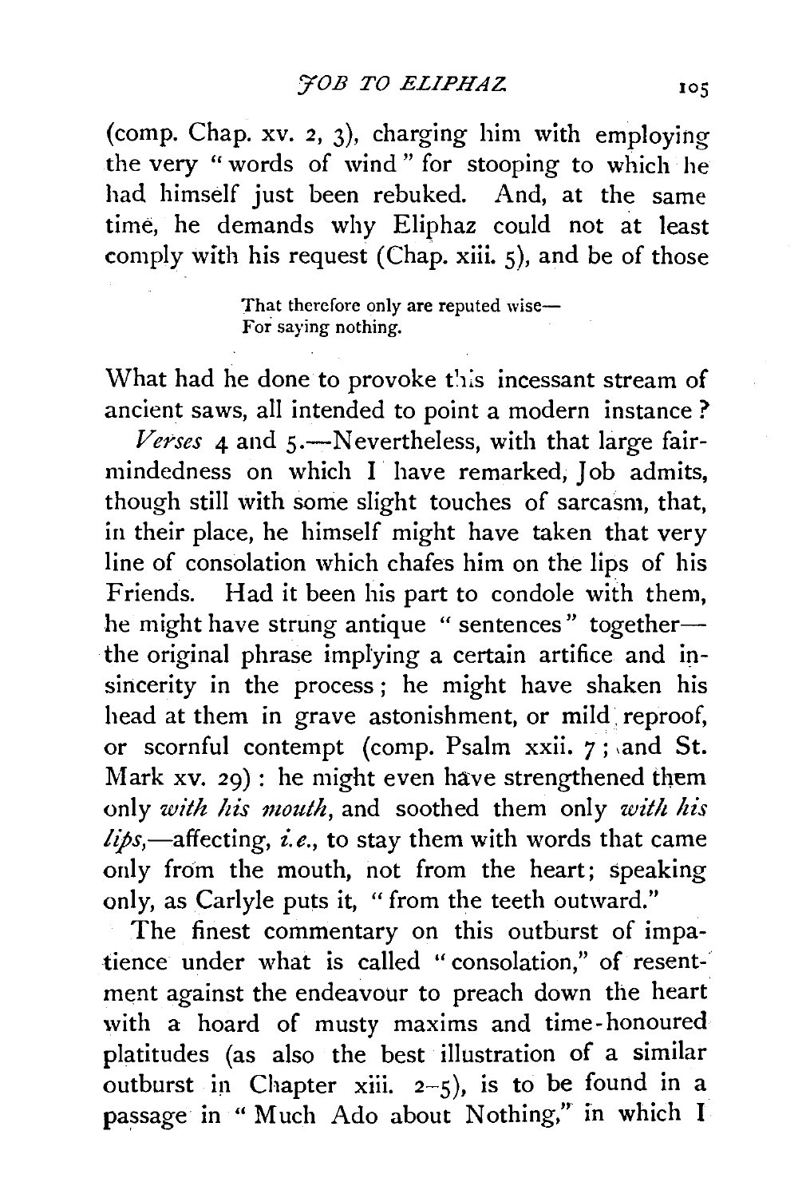(comp. Chap. xv. 2, 3), charging him with employing the very "words of wind" for stooping to which he had himself just been rebuked. And, at the same time, he demands why Eliphaz could not at least comply with his request (Chap. xiii. 5), and be of those

> That therefore only are reputed wise—
> For saying nothing.

What had he done to provoke this incessant stream of ancient saws, all intended to point a modern instance?

*Verses* 4 and 5.—Nevertheless, with that large fair-mindedness on which I have remarked, Job admits, though still with some slight touches of sarcasm, that, in their place, he himself might have taken that very line of consolation which chafes him on the lips of his Friends. Had it been his part to condole with them, he might have strung antique "sentences" together—the original phrase implying a certain artifice and insincerity in the process; he might have shaken his head at them in grave astonishment, or mild reproof, or scornful contempt (comp. Psalm xxii. 7; and St. Mark xv. 29): he might even have strengthened them only *with his mouth*, and soothed them only *with his lips*,—affecting, *i.e.*, to stay them with words that came only from the mouth, not from the heart; speaking only, as Carlyle puts it, "from the teeth outward."

The finest commentary on this outburst of impatience under what is called "consolation," of resentment against the endeavour to preach down the heart with a hoard of musty maxims and time-honoured platitudes (as also the best illustration of a similar outburst in Chapter xiii. 2–5), is to be found in a passage in "Much Ado about Nothing," in which I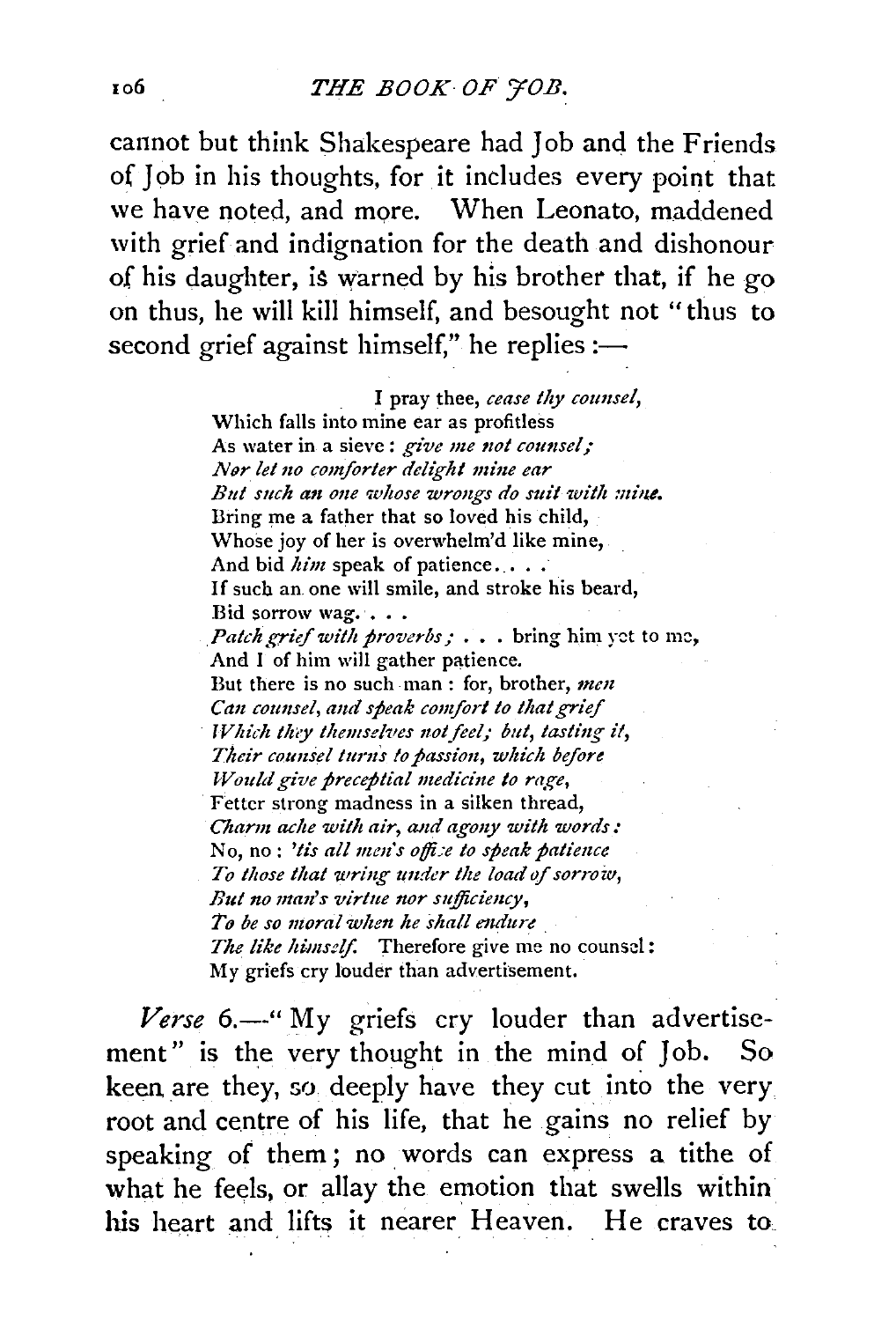cannot but think Shakespeare had Job and the Friends of Job in his thoughts, for it includes every point that we have noted, and more. When Leonato, maddened with grief and indignation for the death and dishonour of his daughter, is warned by his brother that, if he go on thus, he will kill himself, and besought not "thus to second grief against himself," he replies :—

> I pray thee, *cease thy counsel,*
> Which falls into mine ear as profitless
> As water in a sieve: *give me not counsel;*
> *Nor let no comforter delight mine ear*
> *But such an one whose wrongs do suit with mine.*
> Bring me a father that so loved his child,
> Whose joy of her is overwhelm'd like mine,
> And bid *him* speak of patience. . . .
> If such an one will smile, and stroke his beard,
> Bid sorrow wag. . . .
> *Patch grief with proverbs;* . . . bring him yet to me,
> And I of him will gather patience.
> But there is no such man: for, brother, *men*
> *Can counsel, and speak comfort to that grief*
> *Which they themselves not feel; but, tasting it,*
> *Their counsel turns to passion, which before*
> *Would give preceptial medicine to rage,*
> Fetter strong madness in a silken thread,
> *Charm ache with air, and agony with words:*
> No, no: *'tis all men's office to speak patience*
> *To those that wring under the load of sorrow,*
> *But no man's virtue nor sufficiency,*
> *To be so moral when he shall endure*
> *The like himself.* Therefore give me no counsel:
> My griefs cry louder than advertisement.

*Verse* 6.—"My griefs cry louder than advertisement" is the very thought in the mind of Job. So keen are they, so deeply have they cut into the very root and centre of his life, that he gains no relief by speaking of them; no words can express a tithe of what he feels, or allay the emotion that swells within his heart and lifts it nearer Heaven. He craves to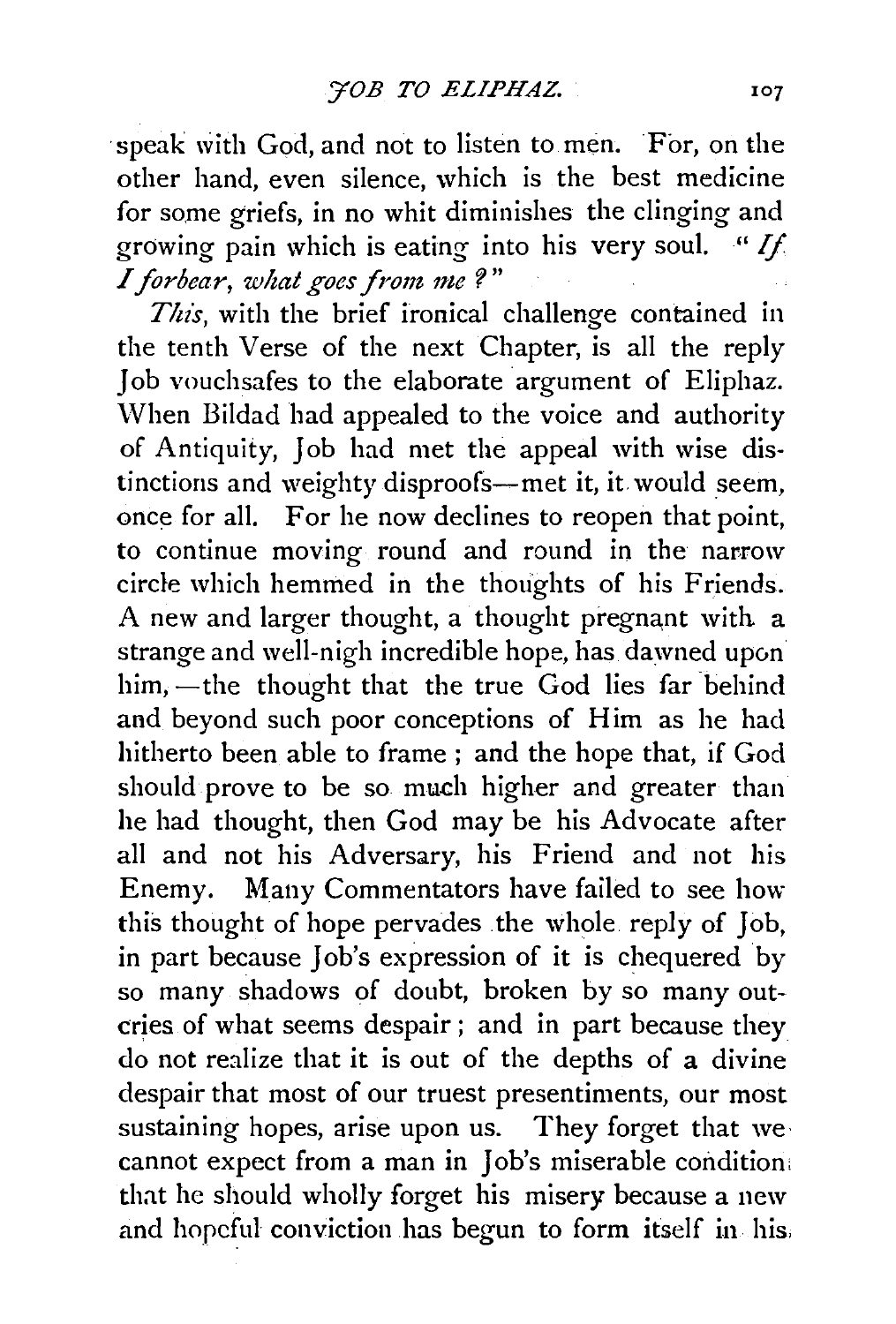speak with God, and not to listen to men. For, on the other hand, even silence, which is the best medicine for some griefs, in no whit diminishes the clinging and growing pain which is eating into his very soul. "*If I forbear, what goes from me?*"

*This*, with the brief ironical challenge contained in the tenth Verse of the next Chapter, is all the reply Job vouchsafes to the elaborate argument of Eliphaz. When Bildad had appealed to the voice and authority of Antiquity, Job had met the appeal with wise distinctions and weighty disproofs—met it, it would seem, once for all. For he now declines to reopen that point, to continue moving round and round in the narrow circle which hemmed in the thoughts of his Friends. A new and larger thought, a thought pregnant with a strange and well-nigh incredible hope, has dawned upon him,—the thought that the true God lies far behind and beyond such poor conceptions of Him as he had hitherto been able to frame; and the hope that, if God should prove to be so much higher and greater than he had thought, then God may be his Advocate after all and not his Adversary, his Friend and not his Enemy. Many Commentators have failed to see how this thought of hope pervades the whole reply of Job, in part because Job's expression of it is chequered by so many shadows of doubt, broken by so many outcries of what seems despair; and in part because they do not realize that it is out of the depths of a divine despair that most of our truest presentiments, our most sustaining hopes, arise upon us. They forget that we cannot expect from a man in Job's miserable condition that he should wholly forget his misery because a new and hopeful conviction has begun to form itself in his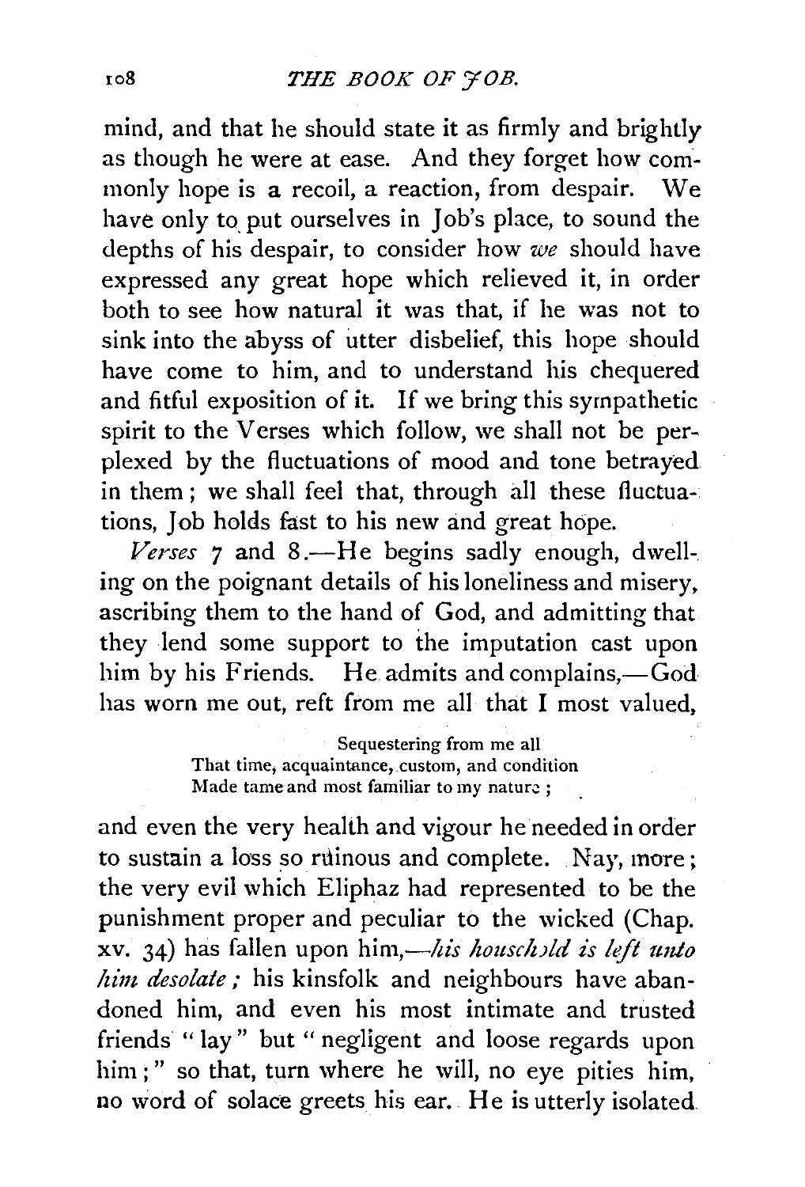mind, and that he should state it as firmly and brightly as though he were at ease. And they forget how commonly hope is a recoil, a reaction, from despair. We have only to put ourselves in Job's place, to sound the depths of his despair, to consider how *we* should have expressed any great hope which relieved it, in order both to see how natural it was that, if he was not to sink into the abyss of utter disbelief, this hope should have come to him, and to understand his chequered and fitful exposition of it. If we bring this sympathetic spirit to the Verses which follow, we shall not be perplexed by the fluctuations of mood and tone betrayed in them; we shall feel that, through all these fluctuations, Job holds fast to his new and great hope.

*Verses* 7 and 8.—He begins sadly enough, dwelling on the poignant details of his loneliness and misery, ascribing them to the hand of God, and admitting that they lend some support to the imputation cast upon him by his Friends. He admits and complains,—God has worn me out, reft from me all that I most valued,

> Sequestering from me all
> That time, acquaintance, custom, and condition
> Made tame and most familiar to my nature;

and even the very health and vigour he needed in order to sustain a loss so ruinous and complete. Nay, more; the very evil which Eliphaz had represented to be the punishment proper and peculiar to the wicked (Chap. xv. 34) has fallen upon him,—*his household is left unto him desolate;* his kinsfolk and neighbours have abandoned him, and even his most intimate and trusted friends "lay" but "negligent and loose regards upon him;" so that, turn where he will, no eye pities him, no word of solace greets his ear. He is utterly isolated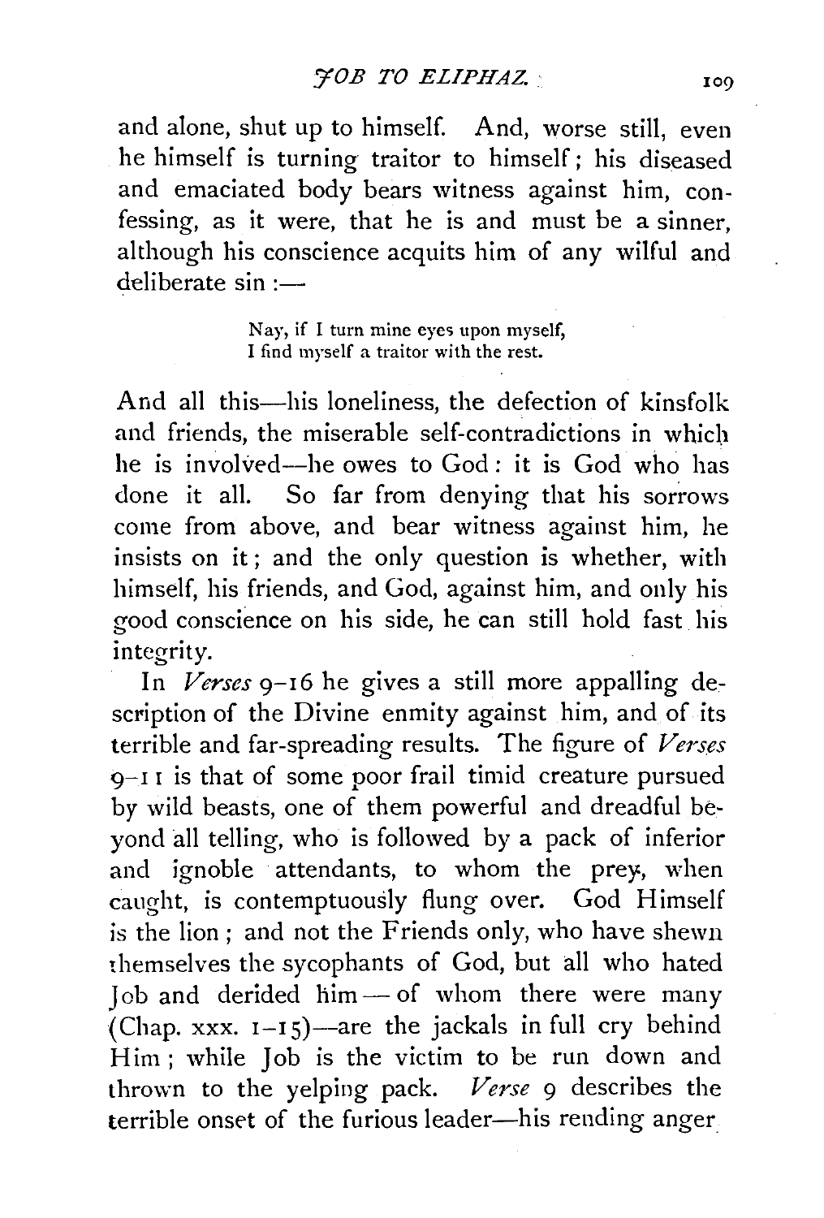and alone, shut up to himself. And, worse still, even he himself is turning traitor to himself; his diseased and emaciated body bears witness against him, confessing, as it were, that he is and must be a sinner, although his conscience acquits him of any wilful and deliberate sin :—

> Nay, if I turn mine eyes upon myself,
> I find myself a traitor with the rest.

And all this—his loneliness, the defection of kinsfolk and friends, the miserable self-contradictions in which he is involved—he owes to God: it is God who has done it all. So far from denying that his sorrows come from above, and bear witness against him, he insists on it; and the only question is whether, with himself, his friends, and God, against him, and only his good conscience on his side, he can still hold fast his integrity.

In *Verses* 9–16 he gives a still more appalling description of the Divine enmity against him, and of its terrible and far-spreading results. The figure of *Verses* 9–11 is that of some poor frail timid creature pursued by wild beasts, one of them powerful and dreadful beyond all telling, who is followed by a pack of inferior and ignoble attendants, to whom the prey, when caught, is contemptuously flung over. God Himself is the lion; and not the Friends only, who have shewn themselves the sycophants of God, but all who hated Job and derided him — of whom there were many (Chap. xxx. 1–15)—are the jackals in full cry behind Him; while Job is the victim to be run down and thrown to the yelping pack. *Verse* 9 describes the terrible onset of the furious leader—his rending anger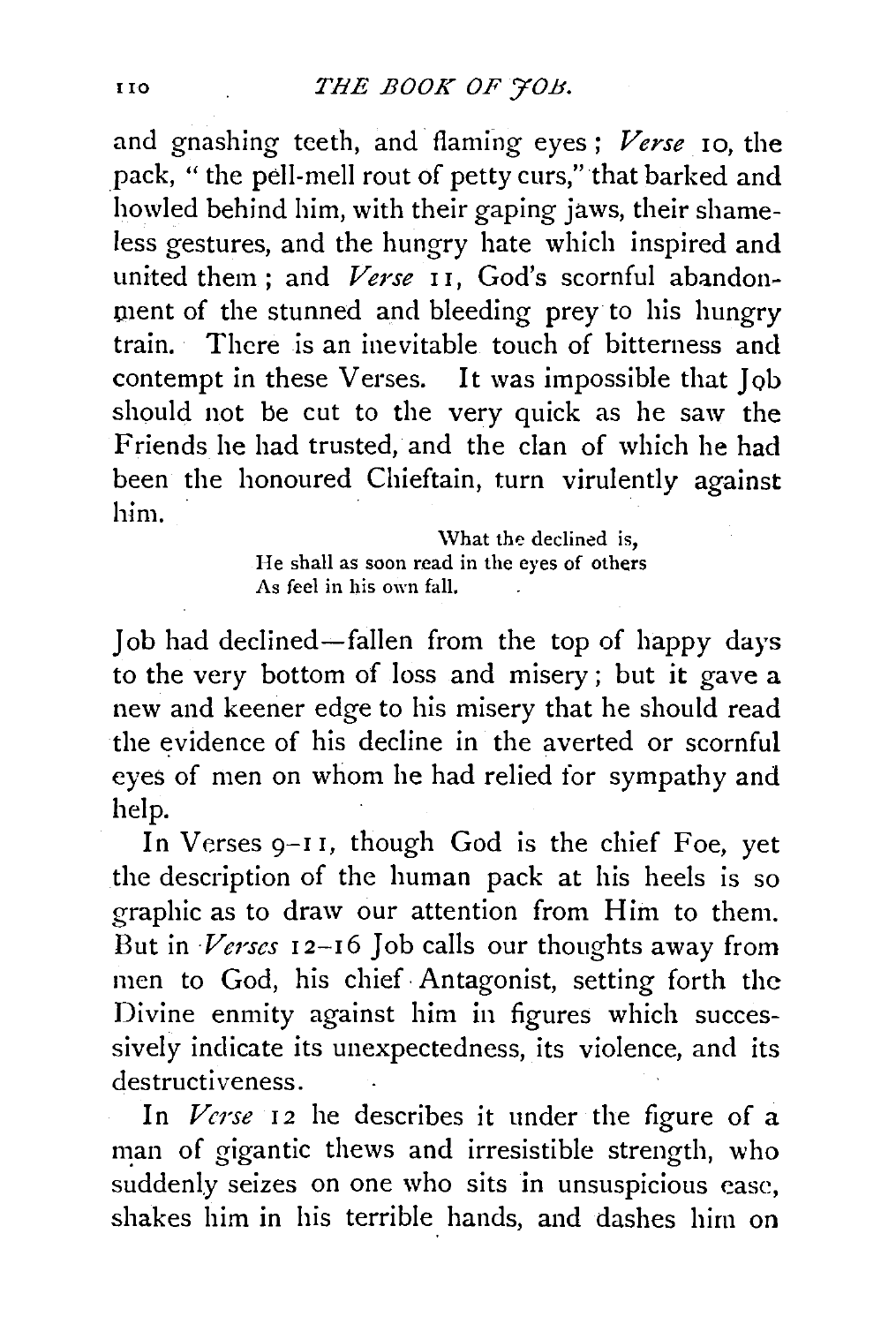and gnashing teeth, and flaming eyes; *Verse* 10, the pack, "the pell-mell rout of petty curs," that barked and howled behind him, with their gaping jaws, their shameless gestures, and the hungry hate which inspired and united them; and *Verse* 11, God's scornful abandonment of the stunned and bleeding prey to his hungry train. There is an inevitable touch of bitterness and contempt in these Verses. It was impossible that Job should not be cut to the very quick as he saw the Friends he had trusted, and the clan of which he had been the honoured Chieftain, turn virulently against him.

> What the declined is,
> He shall as soon read in the eyes of others
> As feel in his own fall.

Job had declined—fallen from the top of happy days to the very bottom of loss and misery; but it gave a new and keener edge to his misery that he should read the evidence of his decline in the averted or scornful eyes of men on whom he had relied for sympathy and help.

In Verses 9–11, though God is the chief Foe, yet the description of the human pack at his heels is so graphic as to draw our attention from Him to them. But in *Verses* 12–16 Job calls our thoughts away from men to God, his chief Antagonist, setting forth the Divine enmity against him in figures which successively indicate its unexpectedness, its violence, and its destructiveness.

In *Verse* 12 he describes it under the figure of a man of gigantic thews and irresistible strength, who suddenly seizes on one who sits in unsuspicious ease, shakes him in his terrible hands, and dashes him on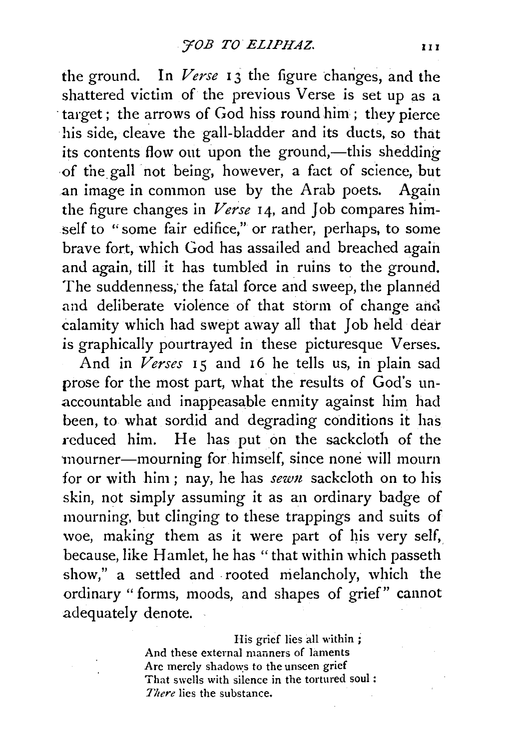the ground. In *Verse* 13 the figure changes, and the shattered victim of the previous Verse is set up as a target; the arrows of God hiss round him; they pierce his side, cleave the gall-bladder and its ducts, so that its contents flow out upon the ground,—this shedding of the gall not being, however, a fact of science, but an image in common use by the Arab poets. Again the figure changes in *Verse* 14, and Job compares himself to "some fair edifice," or rather, perhaps, to some brave fort, which God has assailed and breached again and again, till it has tumbled in ruins to the ground. The suddenness, the fatal force and sweep, the planned and deliberate violence of that storm of change and calamity which had swept away all that Job held dear is graphically pourtrayed in these picturesque Verses.

And in *Verses* 15 and 16 he tells us, in plain sad prose for the most part, what the results of God's unaccountable and inappeasable enmity against him had been, to what sordid and degrading conditions it has reduced him. He has put on the sackcloth of the mourner—mourning for himself, since none will mourn for or with him; nay, he has *sewn* sackcloth on to his skin, not simply assuming it as an ordinary badge of mourning, but clinging to these trappings and suits of woe, making them as it were part of his very self, because, like Hamlet, he has "that within which passeth show," a settled and rooted melancholy, which the ordinary "forms, moods, and shapes of grief" cannot adequately denote.

> His grief lies all within;
> And these external manners of laments
> Are merely shadows to the unseen grief
> That swells with silence in the tortured soul:
> *There* lies the substance.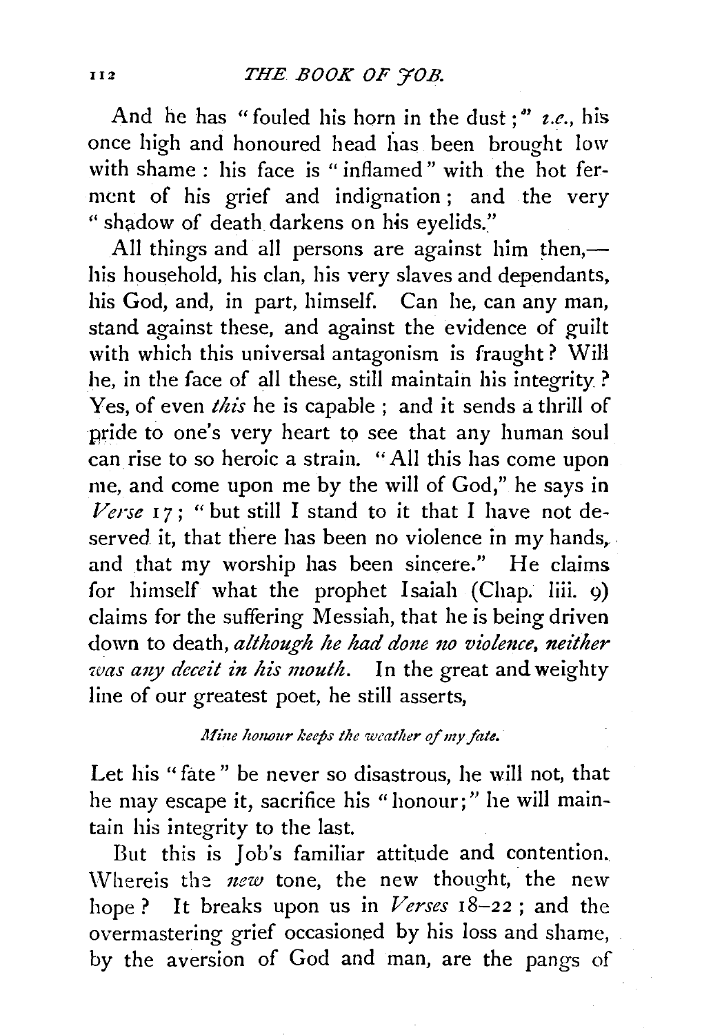And he has "fouled his horn in the dust;" *i.e.*, his once high and honoured head has been brought low with shame: his face is "inflamed" with the hot ferment of his grief and indignation; and the very "shadow of death darkens on his eyelids."

All things and all persons are against him then,—his household, his clan, his very slaves and dependants, his God, and, in part, himself. Can he, can any man, stand against these, and against the evidence of guilt with which this universal antagonism is fraught? Will he, in the face of all these, still maintain his integrity? Yes, of even *this* he is capable; and it sends a thrill of pride to one's very heart to see that any human soul can rise to so heroic a strain. "All this has come upon me, and come upon me by the will of God," he says in *Verse* 17; "but still I stand to it that I have not deserved it, that there has been no violence in my hands, and that my worship has been sincere." He claims for himself what the prophet Isaiah (Chap. liii. 9) claims for the suffering Messiah, that he is being driven down to death, *although he had done no violence, neither was any deceit in his mouth.* In the great and weighty line of our greatest poet, he still asserts,

*Mine honour keeps the weather of my fate.*

Let his "fate" be never so disastrous, he will not, that he may escape it, sacrifice his "honour;" he will maintain his integrity to the last.

But this is Job's familiar attitude and contention. Whereis the *new* tone, the new thought, the new hope? It breaks upon us in *Verses* 18–22; and the overmastering grief occasioned by his loss and shame, by the aversion of God and man, are the pangs of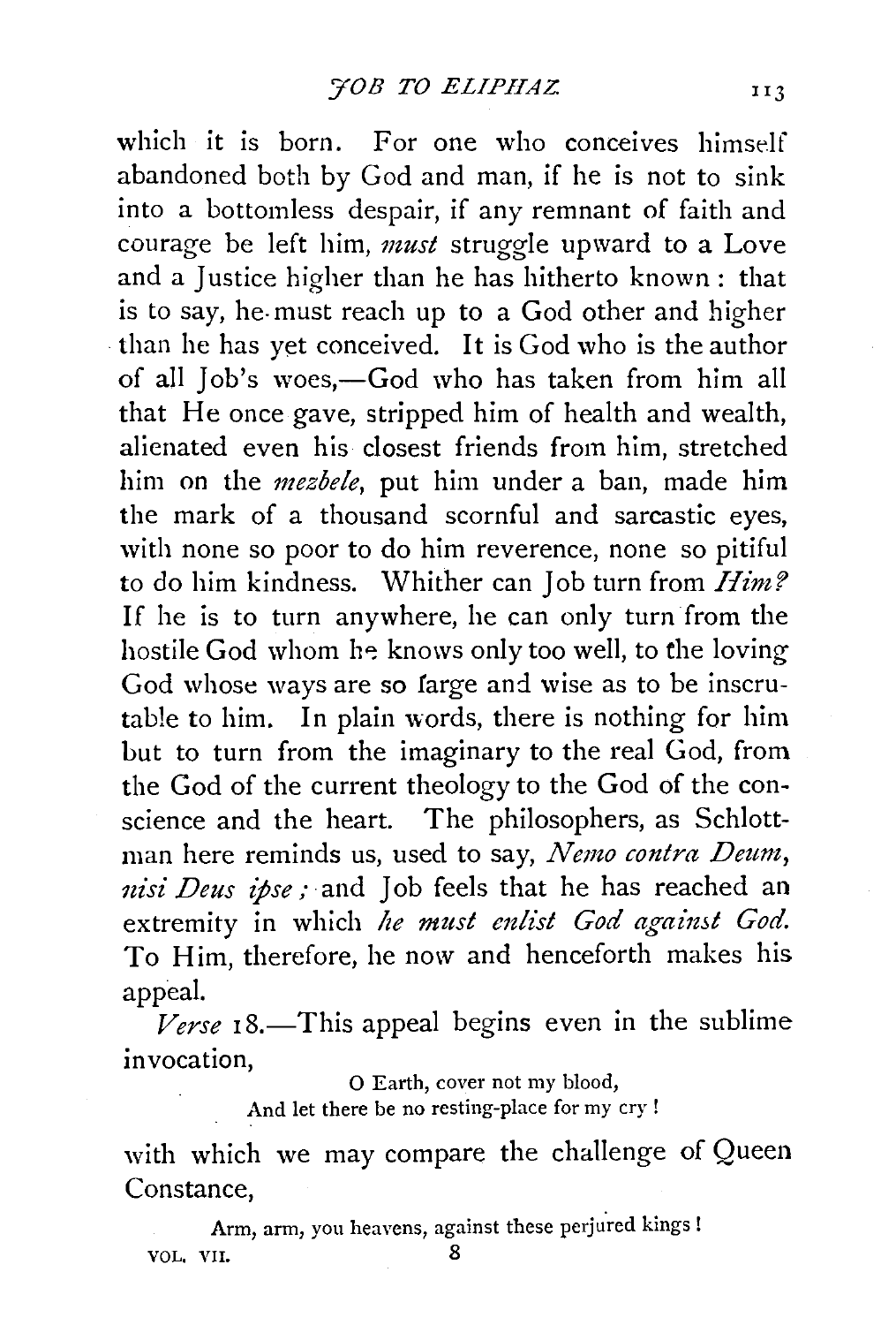which it is born. For one who conceives himself abandoned both by God and man, if he is not to sink into a bottomless despair, if any remnant of faith and courage be left him, *must* struggle upward to a Love and a Justice higher than he has hitherto known: that is to say, he must reach up to a God other and higher than he has yet conceived. It is God who is the author of all Job's woes,—God who has taken from him all that He once gave, stripped him of health and wealth, alienated even his closest friends from him, stretched him on the *mezbele*, put him under a ban, made him the mark of a thousand scornful and sarcastic eyes, with none so poor to do him reverence, none so pitiful to do him kindness. Whither can Job turn from *Him?* If he is to turn anywhere, he can only turn from the hostile God whom he knows only too well, to the loving God whose ways are so large and wise as to be inscrutable to him. In plain words, there is nothing for him but to turn from the imaginary to the real God, from the God of the current theology to the God of the conscience and the heart. The philosophers, as Schlottman here reminds us, used to say, *Nemo contra Deum, nisi Deus ipse;* and Job feels that he has reached an extremity in which *he must enlist God against God.* To Him, therefore, he now and henceforth makes his appeal.

*Verse* 18.—This appeal begins even in the sublime invocation,

> O Earth, cover not my blood,
> And let there be no resting-place for my cry!

with which we may compare the challenge of Queen Constance,

> Arm, arm, you heavens, against these perjured kings!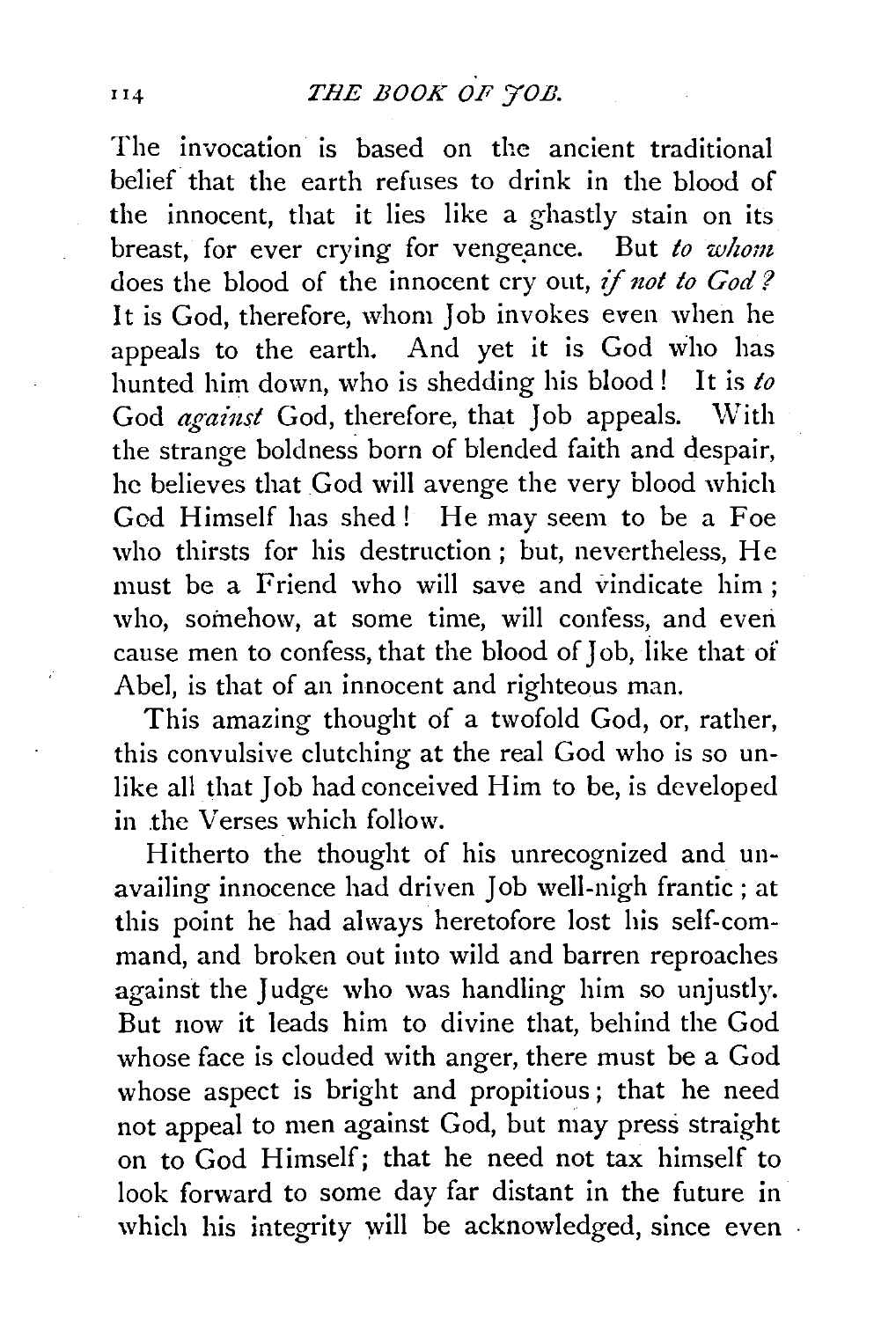The invocation is based on the ancient traditional belief that the earth refuses to drink in the blood of the innocent, that it lies like a ghastly stain on its breast, for ever crying for vengeance. But *to whom* does the blood of the innocent cry out, *if not to God?* It is God, therefore, whom Job invokes even when he appeals to the earth. And yet it is God who has hunted him down, who is shedding his blood! It is *to* God *against* God, therefore, that Job appeals. With the strange boldness born of blended faith and despair, he believes that God will avenge the very blood which God Himself has shed! He may seem to be a Foe who thirsts for his destruction; but, nevertheless, He must be a Friend who will save and vindicate him; who, somehow, at some time, will confess, and even cause men to confess, that the blood of Job, like that of Abel, is that of an innocent and righteous man.

This amazing thought of a twofold God, or, rather, this convulsive clutching at the real God who is so unlike all that Job had conceived Him to be, is developed in the Verses which follow.

Hitherto the thought of his unrecognized and unavailing innocence had driven Job well-nigh frantic; at this point he had always heretofore lost his self-command, and broken out into wild and barren reproaches against the Judge who was handling him so unjustly. But now it leads him to divine that, behind the God whose face is clouded with anger, there must be a God whose aspect is bright and propitious; that he need not appeal to men against God, but may press straight on to God Himself; that he need not tax himself to look forward to some day far distant in the future in which his integrity will be acknowledged, since even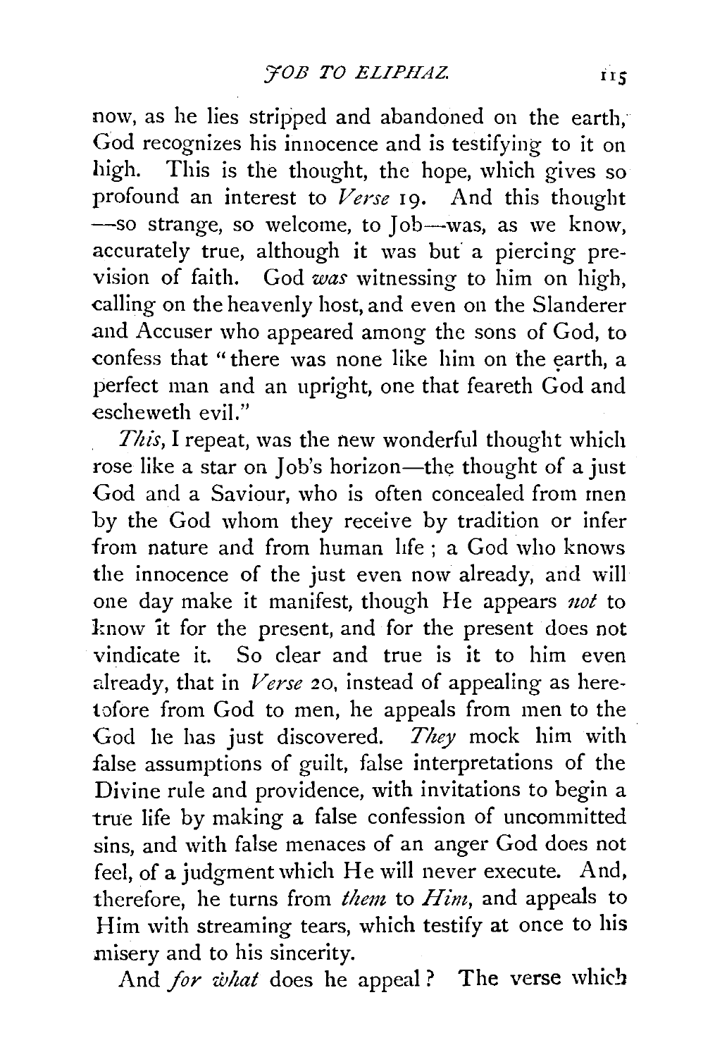now, as he lies stripped and abandoned on the earth, God recognizes his innocence and is testifying to it on high. This is the thought, the hope, which gives so profound an interest to *Verse* 19. And this thought —so strange, so welcome, to Job—was, as we know, accurately true, although it was but a piercing pre-vision of faith. God *was* witnessing to him on high, calling on the heavenly host, and even on the Slanderer and Accuser who appeared among the sons of God, to confess that "there was none like him on the earth, a perfect man and an upright, one that feareth God and escheweth evil."

*This*, I repeat, was the new wonderful thought which rose like a star on Job's horizon—the thought of a just God and a Saviour, who is often concealed from men by the God whom they receive by tradition or infer from nature and from human life; a God who knows the innocence of the just even now already, and will one day make it manifest, though He appears *not* to know it for the present, and for the present does not vindicate it. So clear and true is it to him even already, that in *Verse* 20, instead of appealing as heretofore from God to men, he appeals from men to the God he has just discovered. *They* mock him with false assumptions of guilt, false interpretations of the Divine rule and providence, with invitations to begin a true life by making a false confession of uncommitted sins, and with false menaces of an anger God does not feel, of a judgment which He will never execute. And, therefore, he turns from *them* to *Him*, and appeals to Him with streaming tears, which testify at once to his misery and to his sincerity.

And *for what* does he appeal? The verse which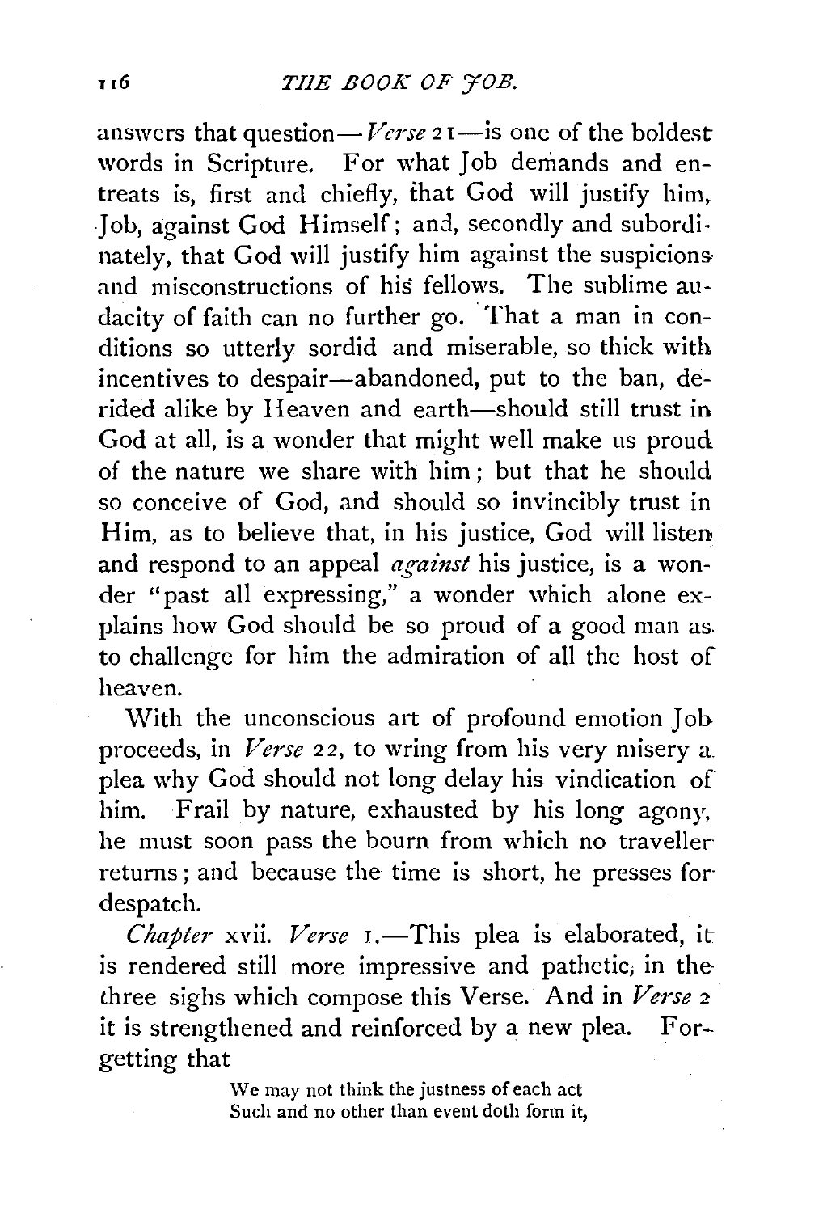answers that question—*Verse* 21—is one of the boldest words in Scripture. For what Job demands and entreats is, first and chiefly, that God will justify him, Job, against God Himself; and, secondly and subordinately, that God will justify him against the suspicions and misconstructions of his fellows. The sublime audacity of faith can no further go. That a man in conditions so utterly sordid and miserable, so thick with incentives to despair—abandoned, put to the ban, derided alike by Heaven and earth—should still trust in God at all, is a wonder that might well make us proud of the nature we share with him; but that he should so conceive of God, and should so invincibly trust in Him, as to believe that, in his justice, God will listen and respond to an appeal *against* his justice, is a wonder "past all expressing," a wonder which alone explains how God should be so proud of a good man as to challenge for him the admiration of all the host of heaven.

With the unconscious art of profound emotion Job proceeds, in *Verse* 22, to wring from his very misery a plea why God should not long delay his vindication of him. Frail by nature, exhausted by his long agony, he must soon pass the bourn from which no traveller returns; and because the time is short, he presses for despatch.

*Chapter* xvii. *Verse* 1.—This plea is elaborated, it is rendered still more impressive and pathetic, in the three sighs which compose this Verse. And in *Verse* 2 it is strengthened and reinforced by a new plea. Forgetting that

> We may not think the justness of each act
> Such and no other than event doth form it,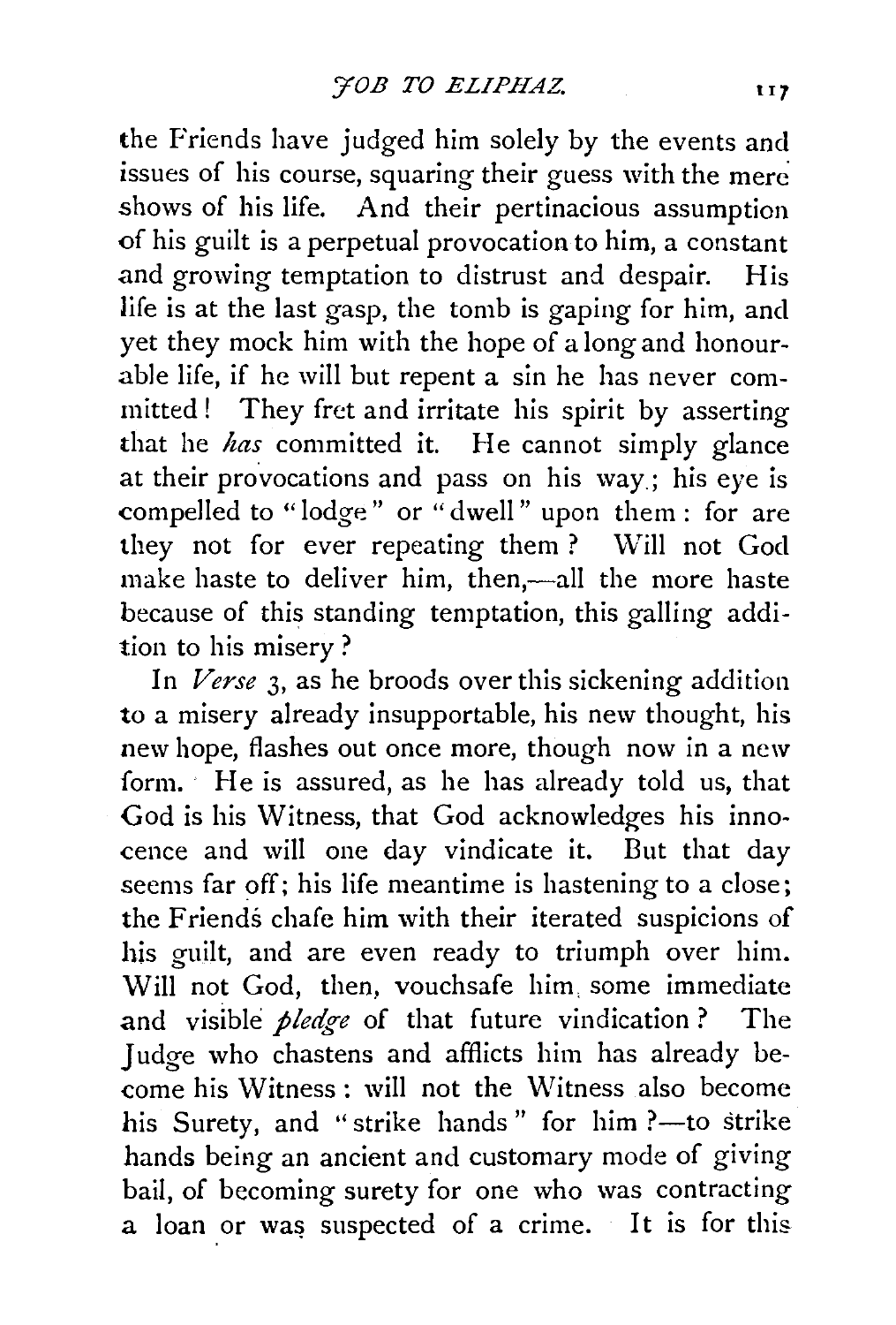the Friends have judged him solely by the events and issues of his course, squaring their guess with the mere shows of his life. And their pertinacious assumption of his guilt is a perpetual provocation to him, a constant and growing temptation to distrust and despair. His life is at the last gasp, the tomb is gaping for him, and yet they mock him with the hope of a long and honourable life, if he will but repent a sin he has never committed! They fret and irritate his spirit by asserting that he *has* committed it. He cannot simply glance at their provocations and pass on his way; his eye is compelled to "lodge" or "dwell" upon them: for are they not for ever repeating them? Will not God make haste to deliver him, then,—all the more haste because of this standing temptation, this galling addition to his misery?

In *Verse* 3, as he broods over this sickening addition to a misery already insupportable, his new thought, his new hope, flashes out once more, though now in a new form. He is assured, as he has already told us, that God is his Witness, that God acknowledges his innocence and will one day vindicate it. But that day seems far off; his life meantime is hastening to a close; the Friends chafe him with their iterated suspicions of his guilt, and are even ready to triumph over him. Will not God, then, vouchsafe him some immediate and visible *pledge* of that future vindication? The Judge who chastens and afflicts him has already become his Witness: will not the Witness also become his Surety, and "strike hands" for him?—to strike hands being an ancient and customary mode of giving bail, of becoming surety for one who was contracting a loan or was suspected of a crime. It is for this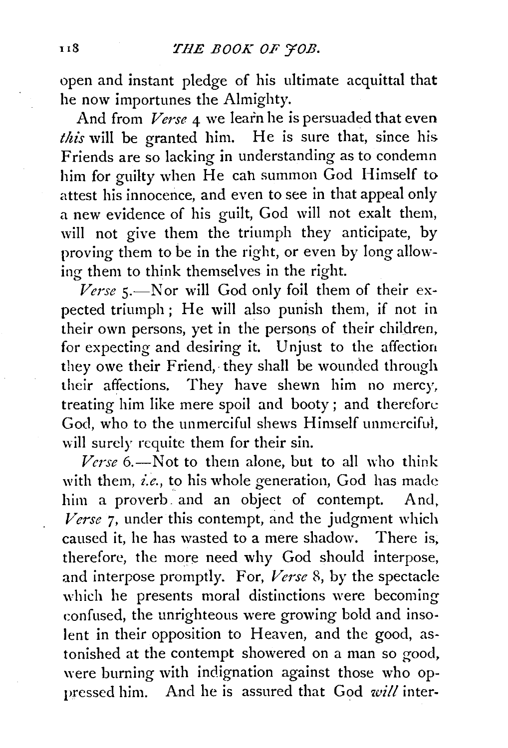open and instant pledge of his ultimate acquittal that he now importunes the Almighty.

And from *Verse* 4 we learn he is persuaded that even *this* will be granted him. He is sure that, since his Friends are so lacking in understanding as to condemn him for guilty when He can summon God Himself to attest his innocence, and even to see in that appeal only a new evidence of his guilt, God will not exalt them, will not give them the triumph they anticipate, by proving them to be in the right, or even by long allowing them to think themselves in the right.

*Verse* 5.—Nor will God only foil them of their expected triumph; He will also punish them, if not in their own persons, yet in the persons of their children, for expecting and desiring it. Unjust to the affection they owe their Friend, they shall be wounded through their affections. They have shewn him no mercy, treating him like mere spoil and booty; and therefore God, who to the unmerciful shews Himself unmerciful, will surely requite them for their sin.

*Verse* 6.—Not to them alone, but to all who think with them, *i.e.*, to his whole generation, God has made him a proverb and an object of contempt. And, *Verse* 7, under this contempt, and the judgment which caused it, he has wasted to a mere shadow. There is, therefore, the more need why God should interpose, and interpose promptly. For, *Verse* 8, by the spectacle which he presents moral distinctions were becoming confused, the unrighteous were growing bold and insolent in their opposition to Heaven, and the good, astonished at the contempt showered on a man so good, were burning with indignation against those who oppressed him. And he is assured that God *will* inter-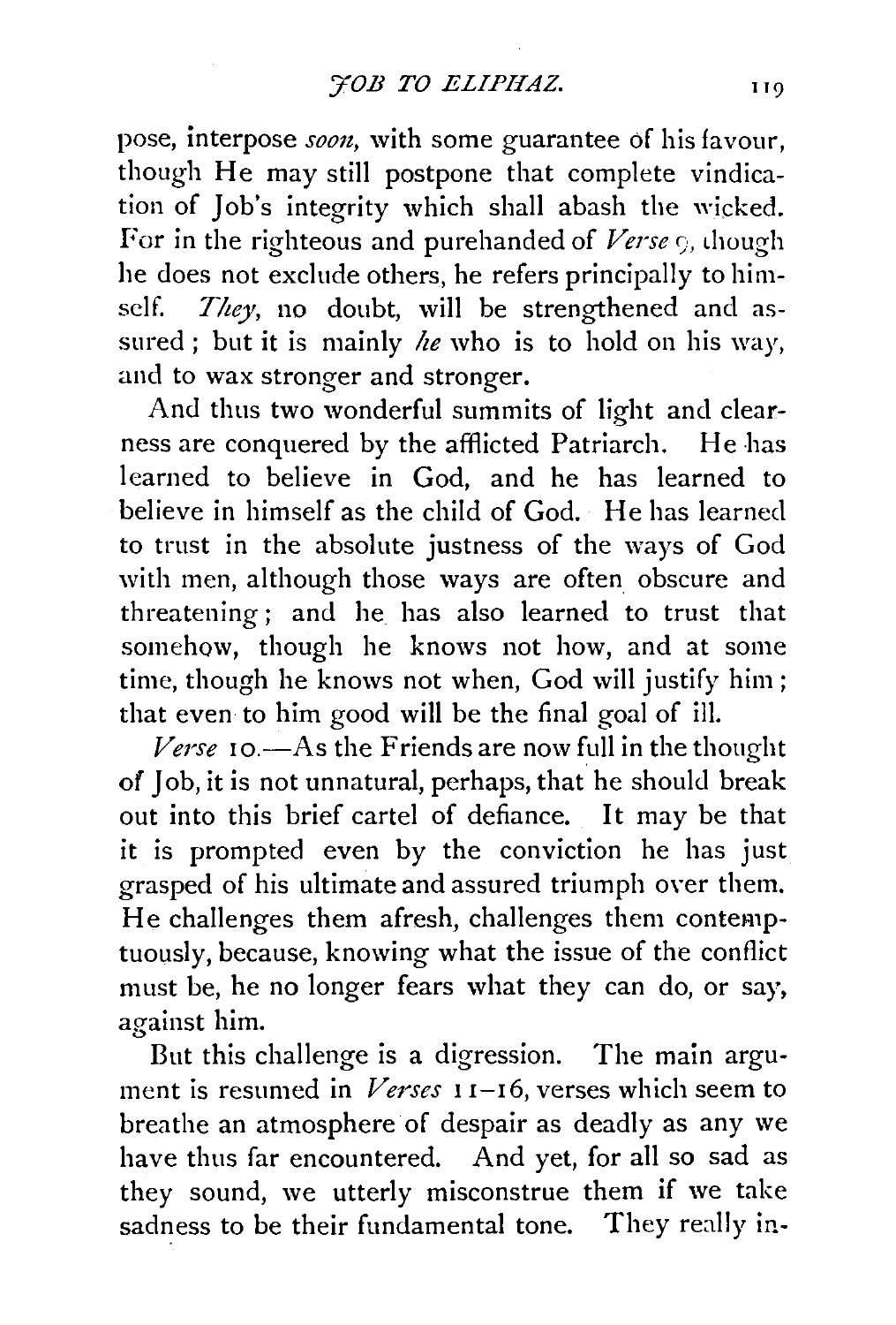pose, interpose *soon*, with some guarantee of his favour, though He may still postpone that complete vindication of Job's integrity which shall abash the wicked. For in the righteous and purehanded of *Verse* 9, though he does not exclude others, he refers principally to himself. *They*, no doubt, will be strengthened and assured; but it is mainly *he* who is to hold on his way, and to wax stronger and stronger.

And thus two wonderful summits of light and clearness are conquered by the afflicted Patriarch. He has learned to believe in God, and he has learned to believe in himself as the child of God. He has learned to trust in the absolute justness of the ways of God with men, although those ways are often obscure and threatening; and he has also learned to trust that somehow, though he knows not how, and at some time, though he knows not when, God will justify him; that even to him good will be the final goal of ill.

*Verse* 10.—As the Friends are now full in the thought of Job, it is not unnatural, perhaps, that he should break out into this brief cartel of defiance. It may be that it is prompted even by the conviction he has just grasped of his ultimate and assured triumph over them. He challenges them afresh, challenges them contemptuously, because, knowing what the issue of the conflict must be, he no longer fears what they can do, or say, against him.

But this challenge is a digression. The main argument is resumed in *Verses* 11–16, verses which seem to breathe an atmosphere of despair as deadly as any we have thus far encountered. And yet, for all so sad as they sound, we utterly misconstrue them if we take sadness to be their fundamental tone. They really in-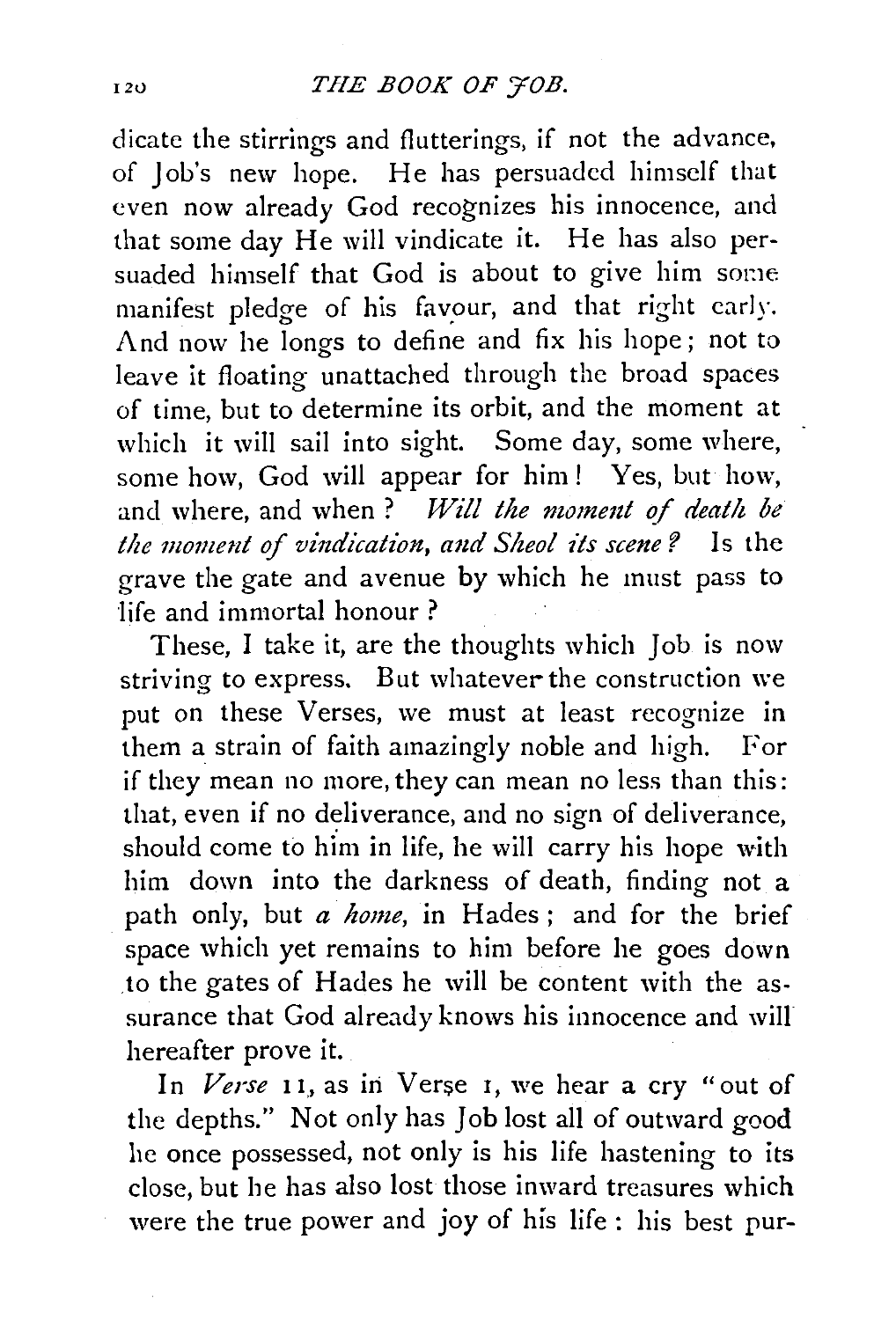dicate the stirrings and flutterings, if not the advance, of Job's new hope. He has persuaded himself that even now already God recognizes his innocence, and that some day He will vindicate it. He has also persuaded himself that God is about to give him some manifest pledge of his favour, and that right early. And now he longs to define and fix his hope; not to leave it floating unattached through the broad spaces of time, but to determine its orbit, and the moment at which it will sail into sight. Some day, some where, some how, God will appear for him! Yes, but how, and where, and when? *Will the moment of death be the moment of vindication, and Sheol its scene?* Is the grave the gate and avenue by which he must pass to life and immortal honour?

These, I take it, are the thoughts which Job is now striving to express. But whatever the construction we put on these Verses, we must at least recognize in them a strain of faith amazingly noble and high. For if they mean no more, they can mean no less than this: that, even if no deliverance, and no sign of deliverance, should come to him in life, he will carry his hope with him down into the darkness of death, finding not a path only, but *a home*, in Hades; and for the brief space which yet remains to him before he goes down to the gates of Hades he will be content with the assurance that God already knows his innocence and will hereafter prove it.

In *Verse* 11, as in Verse 1, we hear a cry "out of the depths." Not only has Job lost all of outward good he once possessed, not only is his life hastening to its close, but he has also lost those inward treasures which were the true power and joy of his life: his best pur-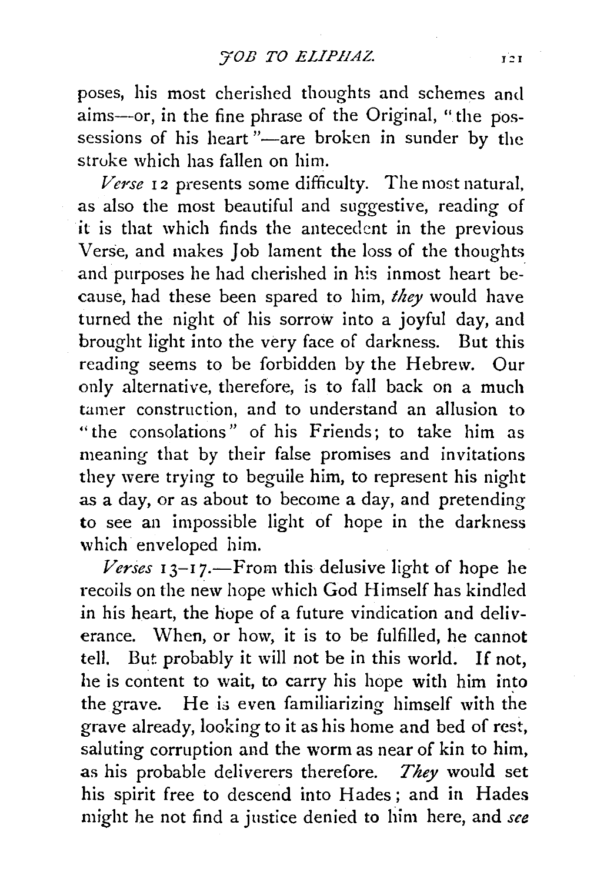poses, his most cherished thoughts and schemes and aims—or, in the fine phrase of the Original, "the possessions of his heart"—are broken in sunder by the stroke which has fallen on him.

*Verse* 12 presents some difficulty. The most natural, as also the most beautiful and suggestive, reading of it is that which finds the antecedent in the previous Verse, and makes Job lament the loss of the thoughts and purposes he had cherished in his inmost heart because, had these been spared to him, *they* would have turned the night of his sorrow into a joyful day, and brought light into the very face of darkness. But this reading seems to be forbidden by the Hebrew. Our only alternative, therefore, is to fall back on a much tamer construction, and to understand an allusion to "the consolations" of his Friends; to take him as meaning that by their false promises and invitations they were trying to beguile him, to represent his night as a day, or as about to become a day, and pretending to see an impossible light of hope in the darkness which enveloped him.

*Verses* 13–17.—From this delusive light of hope he recoils on the new hope which God Himself has kindled in his heart, the hope of a future vindication and deliverance. When, or how, it is to be fulfilled, he cannot tell. But probably it will not be in this world. If not, he is content to wait, to carry his hope with him into the grave. He is even familiarizing himself with the grave already, looking to it as his home and bed of rest, saluting corruption and the worm as near of kin to him, as his probable deliverers therefore. *They* would set his spirit free to descend into Hades; and in Hades might he not find a justice denied to him here, and *see*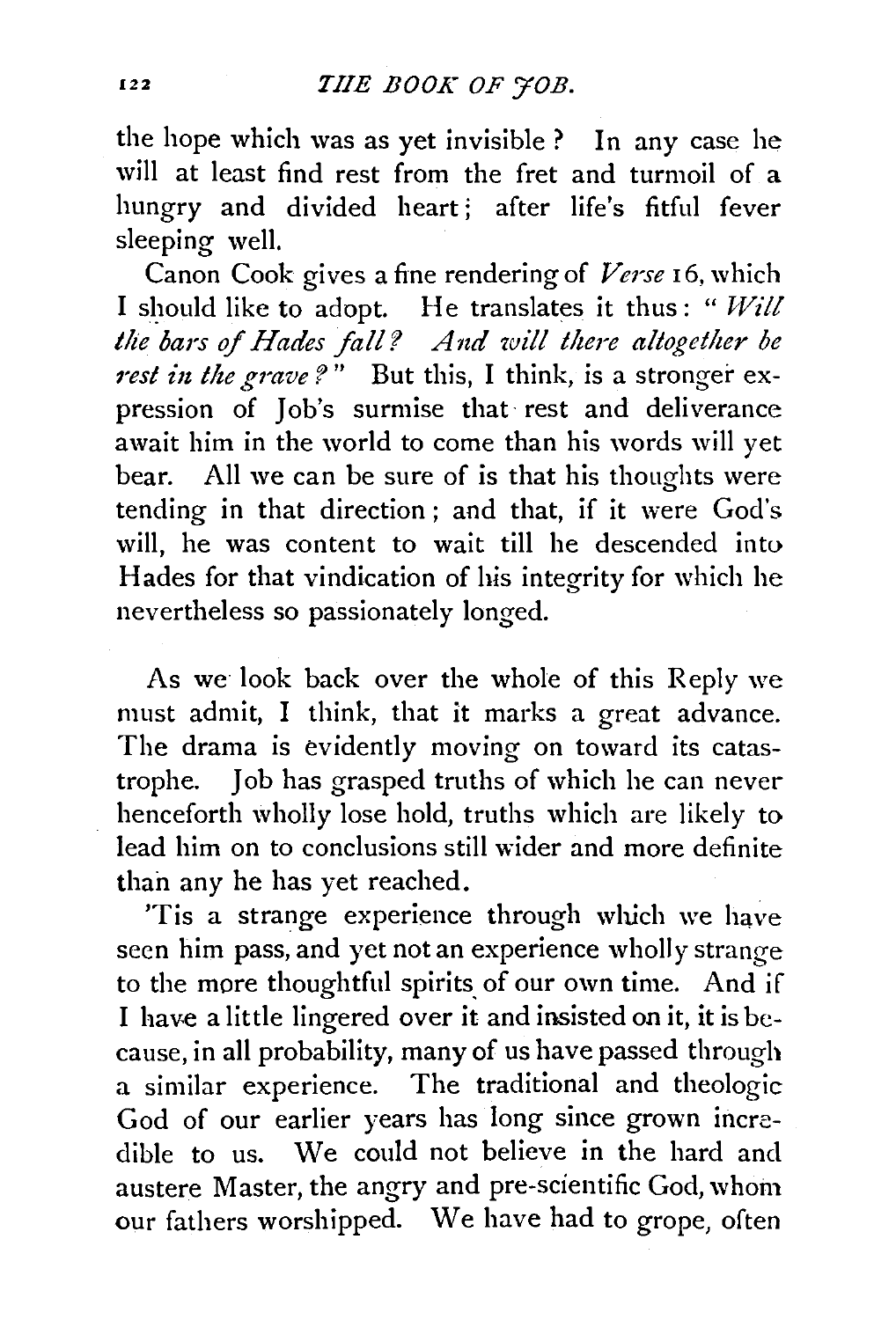the hope which was as yet invisible? In any case he will at least find rest from the fret and turmoil of a hungry and divided heart; after life's fitful fever sleeping well.

Canon Cook gives a fine rendering of *Verse* 16, which I should like to adopt. He translates it thus: "*Will the bars of Hades fall? And will there altogether be rest in the grave?*" But this, I think, is a stronger expression of Job's surmise that rest and deliverance await him in the world to come than his words will yet bear. All we can be sure of is that his thoughts were tending in that direction; and that, if it were God's will, he was content to wait till he descended into Hades for that vindication of his integrity for which he nevertheless so passionately longed.

As we look back over the whole of this Reply we must admit, I think, that it marks a great advance. The drama is evidently moving on toward its catastrophe. Job has grasped truths of which he can never henceforth wholly lose hold, truths which are likely to lead him on to conclusions still wider and more definite than any he has yet reached.

'Tis a strange experience through which we have seen him pass, and yet not an experience wholly strange to the more thoughtful spirits of our own time. And if I have a little lingered over it and insisted on it, it is because, in all probability, many of us have passed through a similar experience. The traditional and theologic God of our earlier years has long since grown incredible to us. We could not believe in the hard and austere Master, the angry and pre-scientific God, whom our fathers worshipped. We have had to grope, often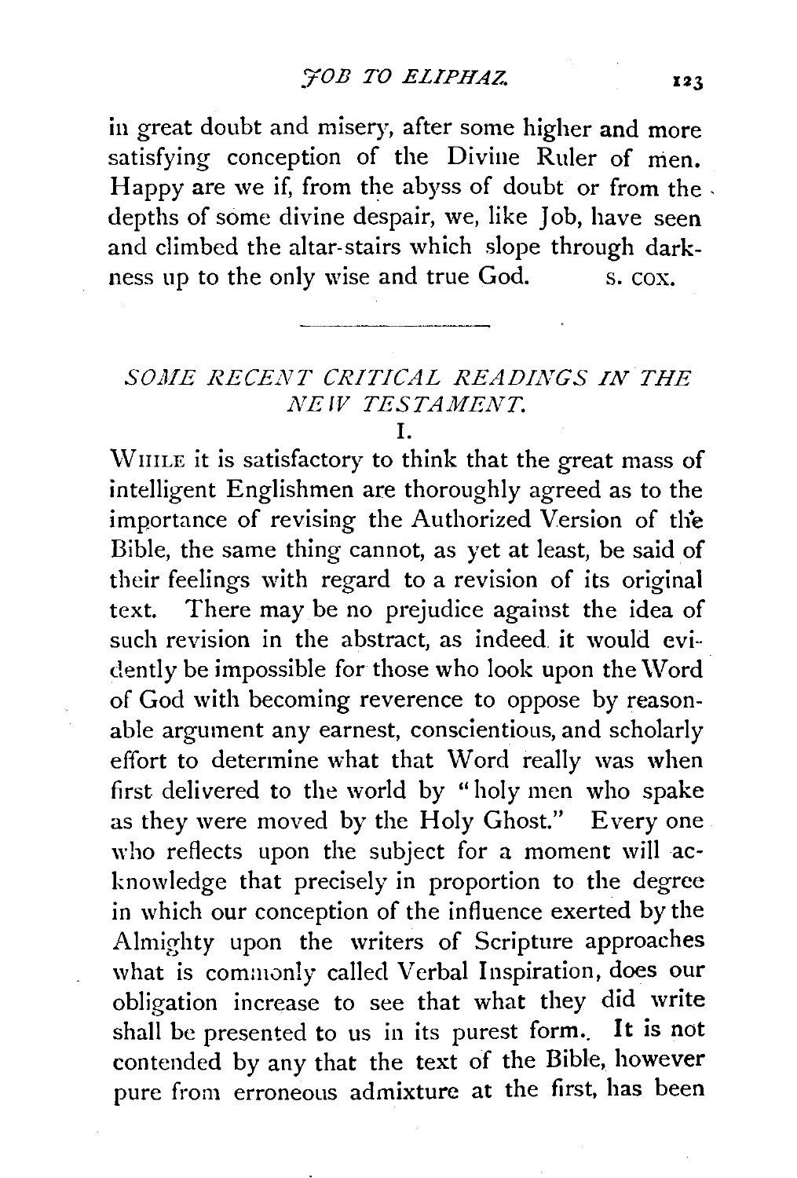in great doubt and misery, after some higher and more satisfying conception of the Divine Ruler of men. Happy are we if, from the abyss of doubt or from the depths of some divine despair, we, like Job, have seen and climbed the altar-stairs which slope through darkness up to the only wise and true God.

S. COX.

---

## *SOME RECENT CRITICAL READINGS IN THE NEW TESTAMENT.*

### I.

WHILE it is satisfactory to think that the great mass of intelligent Englishmen are thoroughly agreed as to the importance of revising the Authorized Version of the Bible, the same thing cannot, as yet at least, be said of their feelings with regard to a revision of its original text. There may be no prejudice against the idea of such revision in the abstract, as indeed it would evidently be impossible for those who look upon the Word of God with becoming reverence to oppose by reasonable argument any earnest, conscientious, and scholarly effort to determine what that Word really was when first delivered to the world by "holy men who spake as they were moved by the Holy Ghost." Every one who reflects upon the subject for a moment will acknowledge that precisely in proportion to the degree in which our conception of the influence exerted by the Almighty upon the writers of Scripture approaches what is commonly called Verbal Inspiration, does our obligation increase to see that what they did write shall be presented to us in its purest form. It is not contended by any that the text of the Bible, however pure from erroneous admixture at the first, has been